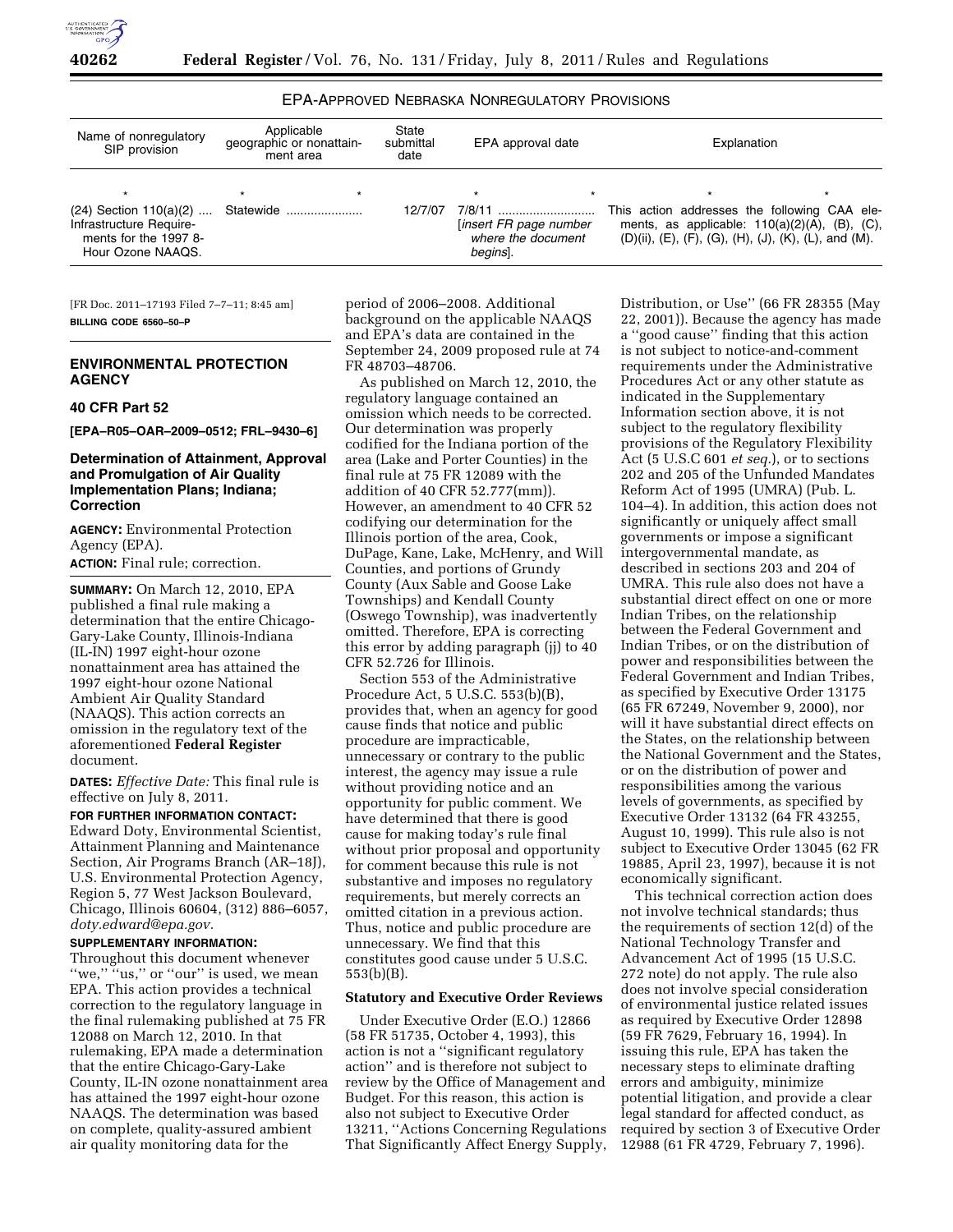EPA-APPROVED NEBRASKA NONREGULATORY PROVISIONS

| Name of nonregulatory SIP provision | Applicable geographic or nonattainment area | State submittal date | EPA approval date | Explanation |
| --- | --- | --- | --- | --- |
| * | * | * | * | * |
| (24) Section 110(a)(2) .... Infrastructure Requirements for the 1997 8-Hour Ozone NAAQS. | Statewide ...................... | 12/7/07 | 7/8/11 ........................... [*insert FR page number where the document begins*]. | This action addresses the following CAA elements, as applicable: 110(a)(2)(A), (B), (C), (D)(ii), (E), (F), (G), (H), (J), (K), (L), and (M). |

[FR Doc. 2011–17193 Filed 7–7–11; 8:45 am]

**BILLING CODE 6560–50–P**

## ENVIRONMENTAL PROTECTION AGENCY

### 40 CFR Part 52

**[EPA–R05–OAR–2009–0512; FRL–9430–6]**

### Determination of Attainment, Approval and Promulgation of Air Quality Implementation Plans; Indiana; Correction

**AGENCY:** Environmental Protection Agency (EPA).

**ACTION:** Final rule; correction.

**SUMMARY:** On March 12, 2010, EPA published a final rule making a determination that the entire Chicago-Gary-Lake County, Illinois-Indiana (IL-IN) 1997 eight-hour ozone nonattainment area has attained the 1997 eight-hour ozone National Ambient Air Quality Standard (NAAQS). This action corrects an omission in the regulatory text of the aforementioned **Federal Register** document.

**DATES:** *Effective Date:* This final rule is effective on July 8, 2011.

**FOR FURTHER INFORMATION CONTACT:** Edward Doty, Environmental Scientist, Attainment Planning and Maintenance Section, Air Programs Branch (AR–18J), U.S. Environmental Protection Agency, Region 5, 77 West Jackson Boulevard, Chicago, Illinois 60604, (312) 886–6057, *doty.edward@epa.gov.*

**SUPPLEMENTARY INFORMATION:**

Throughout this document whenever ''we,'' ''us,'' or ''our'' is used, we mean EPA. This action provides a technical correction to the regulatory language in the final rulemaking published at 75 FR 12088 on March 12, 2010. In that rulemaking, EPA made a determination that the entire Chicago-Gary-Lake County, IL-IN ozone nonattainment area has attained the 1997 eight-hour ozone NAAQS. The determination was based on complete, quality-assured ambient air quality monitoring data for the period of 2006–2008. Additional background on the applicable NAAQS and EPA's data are contained in the September 24, 2009 proposed rule at 74 FR 48703–48706.

As published on March 12, 2010, the regulatory language contained an omission which needs to be corrected. Our determination was properly codified for the Indiana portion of the area (Lake and Porter Counties) in the final rule at 75 FR 12089 with the addition of 40 CFR 52.777(mm)). However, an amendment to 40 CFR 52 codifying our determination for the Illinois portion of the area, Cook, DuPage, Kane, Lake, McHenry, and Will Counties, and portions of Grundy County (Aux Sable and Goose Lake Townships) and Kendall County (Oswego Township), was inadvertently omitted. Therefore, EPA is correcting this error by adding paragraph (jj) to 40 CFR 52.726 for Illinois.

Section 553 of the Administrative Procedure Act, 5 U.S.C. 553(b)(B), provides that, when an agency for good cause finds that notice and public procedure are impracticable, unnecessary or contrary to the public interest, the agency may issue a rule without providing notice and an opportunity for public comment. We have determined that there is good cause for making today's rule final without prior proposal and opportunity for comment because this rule is not substantive and imposes no regulatory requirements, but merely corrects an omitted citation in a previous action. Thus, notice and public procedure are unnecessary. We find that this constitutes good cause under 5 U.S.C. 553(b)(B).

#### Statutory and Executive Order Reviews

Under Executive Order (E.O.) 12866 (58 FR 51735, October 4, 1993), this action is not a ''significant regulatory action'' and is therefore not subject to review by the Office of Management and Budget. For this reason, this action is also not subject to Executive Order 13211, ''Actions Concerning Regulations That Significantly Affect Energy Supply, Distribution, or Use'' (66 FR 28355 (May 22, 2001)). Because the agency has made a ''good cause'' finding that this action is not subject to notice-and-comment requirements under the Administrative Procedures Act or any other statute as indicated in the Supplementary Information section above, it is not subject to the regulatory flexibility provisions of the Regulatory Flexibility Act (5 U.S.C 601 *et seq.*), or to sections 202 and 205 of the Unfunded Mandates Reform Act of 1995 (UMRA) (Pub. L. 104–4). In addition, this action does not significantly or uniquely affect small governments or impose a significant intergovernmental mandate, as described in sections 203 and 204 of UMRA. This rule also does not have a substantial direct effect on one or more Indian Tribes, on the relationship between the Federal Government and Indian Tribes, or on the distribution of power and responsibilities between the Federal Government and Indian Tribes, as specified by Executive Order 13175 (65 FR 67249, November 9, 2000), nor will it have substantial direct effects on the States, on the relationship between the National Government and the States, or on the distribution of power and responsibilities among the various levels of governments, as specified by Executive Order 13132 (64 FR 43255, August 10, 1999). This rule also is not subject to Executive Order 13045 (62 FR 19885, April 23, 1997), because it is not economically significant.

This technical correction action does not involve technical standards; thus the requirements of section 12(d) of the National Technology Transfer and Advancement Act of 1995 (15 U.S.C. 272 note) do not apply. The rule also does not involve special consideration of environmental justice related issues as required by Executive Order 12898 (59 FR 7629, February 16, 1994). In issuing this rule, EPA has taken the necessary steps to eliminate drafting errors and ambiguity, minimize potential litigation, and provide a clear legal standard for affected conduct, as required by section 3 of Executive Order 12988 (61 FR 4729, February 7, 1996).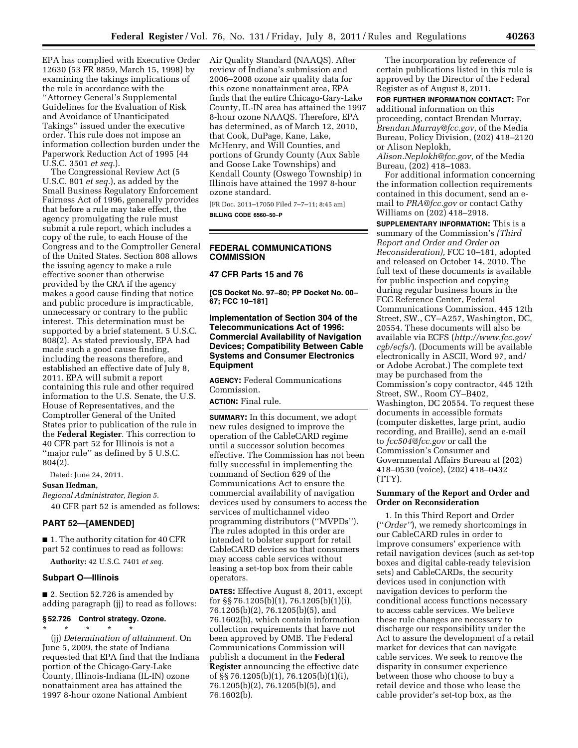EPA has complied with Executive Order 12630 (53 FR 8859, March 15, 1998) by examining the takings implications of the rule in accordance with the ''Attorney General's Supplemental Guidelines for the Evaluation of Risk and Avoidance of Unanticipated Takings'' issued under the executive order. This rule does not impose an information collection burden under the Paperwork Reduction Act of 1995 (44 U.S.C. 3501 *et seq.*).

The Congressional Review Act (5 U.S.C. 801 *et seq.*), as added by the Small Business Regulatory Enforcement Fairness Act of 1996, generally provides that before a rule may take effect, the agency promulgating the rule must submit a rule report, which includes a copy of the rule, to each House of the Congress and to the Comptroller General of the United States. Section 808 allows the issuing agency to make a rule effective sooner than otherwise provided by the CRA if the agency makes a good cause finding that notice and public procedure is impracticable, unnecessary or contrary to the public interest. This determination must be supported by a brief statement. 5 U.S.C. 808(2). As stated previously, EPA had made such a good cause finding, including the reasons therefore, and established an effective date of July 8, 2011. EPA will submit a report containing this rule and other required information to the U.S. Senate, the U.S. House of Representatives, and the Comptroller General of the United States prior to publication of the rule in the **Federal Register**. This correction to 40 CFR part 52 for Illinois is not a ''major rule'' as defined by 5 U.S.C. 804(2).

Dated: June 24, 2011.

**Susan Hedman,**

*Regional Administrator, Region 5.*

40 CFR part 52 is amended as follows:

## PART 52—[AMENDED]

■ 1. The authority citation for 40 CFR part 52 continues to read as follows:

**Authority:** 42 U.S.C. 7401 *et seq.*

### Subpart O—Illinois

■ 2. Section 52.726 is amended by adding paragraph (jj) to read as follows:

### § 52.726 Control strategy. Ozone.

\* \* \* \* \*

(jj) *Determination of attainment.* On June 5, 2009, the state of Indiana requested that EPA find that the Indiana portion of the Chicago-Gary-Lake County, Illinois-Indiana (IL-IN) ozone nonattainment area has attained the 1997 8-hour ozone National Ambient Air Quality Standard (NAAQS). After review of Indiana's submission and 2006–2008 ozone air quality data for this ozone nonattainment area, EPA finds that the entire Chicago-Gary-Lake County, IL-IN area has attained the 1997 8-hour ozone NAAQS. Therefore, EPA has determined, as of March 12, 2010, that Cook, DuPage, Kane, Lake, McHenry, and Will Counties, and portions of Grundy County (Aux Sable and Goose Lake Townships) and Kendall County (Oswego Township) in Illinois have attained the 1997 8-hour ozone standard.

[FR Doc. 2011–17050 Filed 7–7–11; 8:45 am]

**BILLING CODE 6560–50–P**

---

# FEDERAL COMMUNICATIONS COMMISSION

## 47 CFR Parts 15 and 76

**[CS Docket No. 97–80; PP Docket No. 00–67; FCC 10–181]**

## Implementation of Section 304 of the Telecommunications Act of 1996: Commercial Availability of Navigation Devices; Compatibility Between Cable Systems and Consumer Electronics Equipment

**AGENCY:** Federal Communications Commission.

**ACTION:** Final rule.

**SUMMARY:** In this document, we adopt new rules designed to improve the operation of the CableCARD regime until a successor solution becomes effective. The Commission has not been fully successful in implementing the command of Section 629 of the Communications Act to ensure the commercial availability of navigation devices used by consumers to access the services of multichannel video programming distributors (''MVPDs''). The rules adopted in this order are intended to bolster support for retail CableCARD devices so that consumers may access cable services without leasing a set-top box from their cable operators.

**DATES:** Effective August 8, 2011, except for §§ 76.1205(b)(1), 76.1205(b)(1)(i), 76.1205(b)(2), 76.1205(b)(5), and 76.1602(b), which contain information collection requirements that have not been approved by OMB. The Federal Communications Commission will publish a document in the **Federal Register** announcing the effective date of §§ 76.1205(b)(1), 76.1205(b)(1)(i), 76.1205(b)(2), 76.1205(b)(5), and 76.1602(b).

The incorporation by reference of certain publications listed in this rule is approved by the Director of the Federal Register as of August 8, 2011.

**FOR FURTHER INFORMATION CONTACT:** For additional information on this proceeding, contact Brendan Murray, *Brendan.Murray@fcc.gov,* of the Media Bureau, Policy Division, (202) 418–2120 or Alison Neplokh, *Alison.Neplokh@fcc.gov,* of the Media Bureau, (202) 418–1083.

For additional information concerning the information collection requirements contained in this document, send an e-mail to *PRA@fcc.gov* or contact Cathy Williams on (202) 418–2918.

**SUPPLEMENTARY INFORMATION:** This is a summary of the Commission's *(Third Report and Order and Order on Reconsideration),* FCC 10–181, adopted and released on October 14, 2010. The full text of these documents is available for public inspection and copying during regular business hours in the FCC Reference Center, Federal Communications Commission, 445 12th Street, SW., CY–A257, Washington, DC, 20554. These documents will also be available via ECFS (*http://www.fcc.gov/cgb/ecfs/*). (Documents will be available electronically in ASCII, Word 97, and/or Adobe Acrobat.) The complete text may be purchased from the Commission's copy contractor, 445 12th Street, SW., Room CY–B402, Washington, DC 20554. To request these documents in accessible formats (computer diskettes, large print, audio recording, and Braille), send an e-mail to *fcc504@fcc.gov* or call the Commission's Consumer and Governmental Affairs Bureau at (202) 418–0530 (voice), (202) 418–0432 (TTY).

### Summary of the Report and Order and Order on Reconsideration

1. In this Third Report and Order (''*Order''*), we remedy shortcomings in our CableCARD rules in order to improve consumers' experience with retail navigation devices (such as set-top boxes and digital cable-ready television sets) and CableCARDs, the security devices used in conjunction with navigation devices to perform the conditional access functions necessary to access cable services. We believe these rule changes are necessary to discharge our responsibility under the Act to assure the development of a retail market for devices that can navigate cable services. We seek to remove the disparity in consumer experience between those who choose to buy a retail device and those who lease the cable provider's set-top box, as the